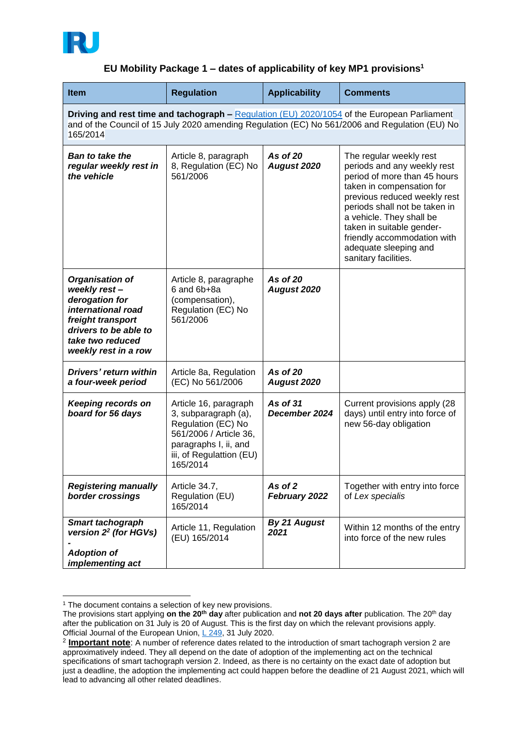## EU Mobility Package 1 – dates of applicability of key MP1 provisions[1]

| Item | Regulation | Applicability | Comments |
|---|---|---|---|
| **Driving and rest time and tachograph –** Regulation (EU) 2020/1054 of the European Parliament and of the Council of 15 July 2020 amending Regulation (EC) No 561/2006 and Regulation (EU) No 165/2014 | | | |
| ***Ban to take the regular weekly rest in the vehicle*** | Article 8, paragraph 8, Regulation (EC) No 561/2006 | ***As of 20 August 2020*** | The regular weekly rest periods and any weekly rest period of more than 45 hours taken in compensation for previous reduced weekly rest periods shall not be taken in a vehicle. They shall be taken in suitable gender-friendly accommodation with adequate sleeping and sanitary facilities. |
| ***Organisation of weekly rest – derogation for international road freight transport drivers to be able to take two reduced weekly rest in a row*** | Article 8, paragraphe 6 and 6b+8a (compensation), Regulation (EC) No 561/2006 | ***As of 20 August 2020*** | |
| ***Drivers' return within a four-week period*** | Article 8a, Regulation (EC) No 561/2006 | ***As of 20 August 2020*** | |
| ***Keeping records on board for 56 days*** | Article 16, paragraph 3, subparagraph (a), Regulation (EC) No 561/2006 / Article 36, paragraphs I, ii, and iii, of Regulattion (EU) 165/2014 | ***As of 31 December 2024*** | Current provisions apply (28 days) until entry into force of new 56-day obligation |
| ***Registering manually border crossings*** | Article 34.7, Regulation (EU) 165/2014 | ***As of 2 February 2022*** | Together with entry into force of *Lex specialis* |
| ***Smart tachograph version 2[2] (for HGVs) - Adoption of implementing act*** | Article 11, Regulation (EU) 165/2014 | ***By 21 August 2021*** | Within 12 months of the entry into force of the new rules |

[1] The document contains a selection of key new provisions.
The provisions start applying **on the 20th day** after publication and **not 20 days after** publication. The 20th day after the publication on 31 July is 20 of August. This is the first day on which the relevant provisions apply. Official Journal of the European Union, L 249, 31 July 2020.

[2] **Important note**: A number of reference dates related to the introduction of smart tachograph version 2 are approximatively indeed. They all depend on the date of adoption of the implementing act on the technical specifications of smart tachograph version 2. Indeed, as there is no certainty on the exact date of adoption but just a deadline, the adoption the implementing act could happen before the deadline of 21 August 2021, which will lead to advancing all other related deadlines.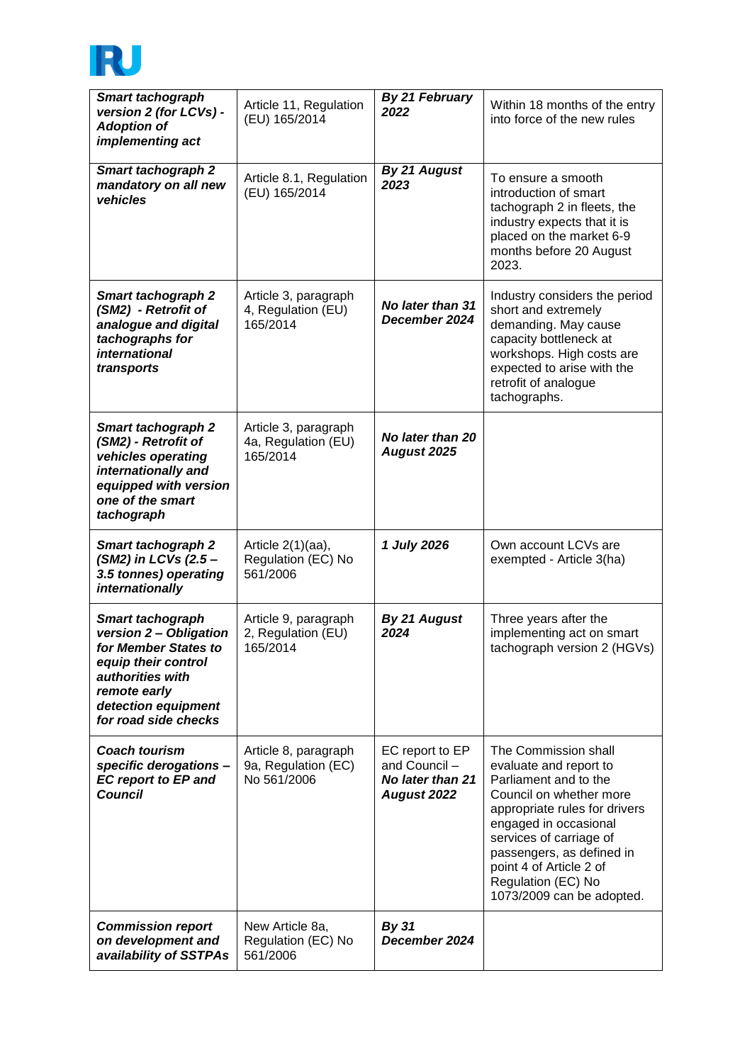| *Smart tachograph version 2 (for LCVs) - Adoption of implementing act* | Article 11, Regulation (EU) 165/2014 | *By 21 February 2022* | Within 18 months of the entry into force of the new rules |
|---|---|---|---|
| *Smart tachograph 2 mandatory on all new vehicles* | Article 8.1, Regulation (EU) 165/2014 | *By 21 August 2023* | To ensure a smooth introduction of smart tachograph 2 in fleets, the industry expects that it is placed on the market 6-9 months before 20 August 2023. |
| *Smart tachograph 2 (SM2) - Retrofit of analogue and digital tachographs for international transports* | Article 3, paragraph 4, Regulation (EU) 165/2014 | *No later than 31 December 2024* | Industry considers the period short and extremely demanding. May cause capacity bottleneck at workshops. High costs are expected to arise with the retrofit of analogue tachographs. |
| *Smart tachograph 2 (SM2) - Retrofit of vehicles operating internationally and equipped with version one of the smart tachograph* | Article 3, paragraph 4a, Regulation (EU) 165/2014 | *No later than 20 August 2025* | |
| *Smart tachograph 2 (SM2) in LCVs (2.5 – 3.5 tonnes) operating internationally* | Article 2(1)(aa), Regulation (EC) No 561/2006 | *1 July 2026* | Own account LCVs are exempted - Article 3(ha) |
| *Smart tachograph version 2 – Obligation for Member States to equip their control authorities with remote early detection equipment for road side checks* | Article 9, paragraph 2, Regulation (EU) 165/2014 | *By 21 August 2024* | Three years after the implementing act on smart tachograph version 2 (HGVs) |
| *Coach tourism specific derogations – EC report to EP and Council* | Article 8, paragraph 9a, Regulation (EC) No 561/2006 | EC report to EP and Council – *No later than 21 August 2022* | The Commission shall evaluate and report to Parliament and to the Council on whether more appropriate rules for drivers engaged in occasional services of carriage of passengers, as defined in point 4 of Article 2 of Regulation (EC) No 1073/2009 can be adopted. |
| *Commission report on development and availability of SSTPAs* | New Article 8a, Regulation (EC) No 561/2006 | *By 31 December 2024* | |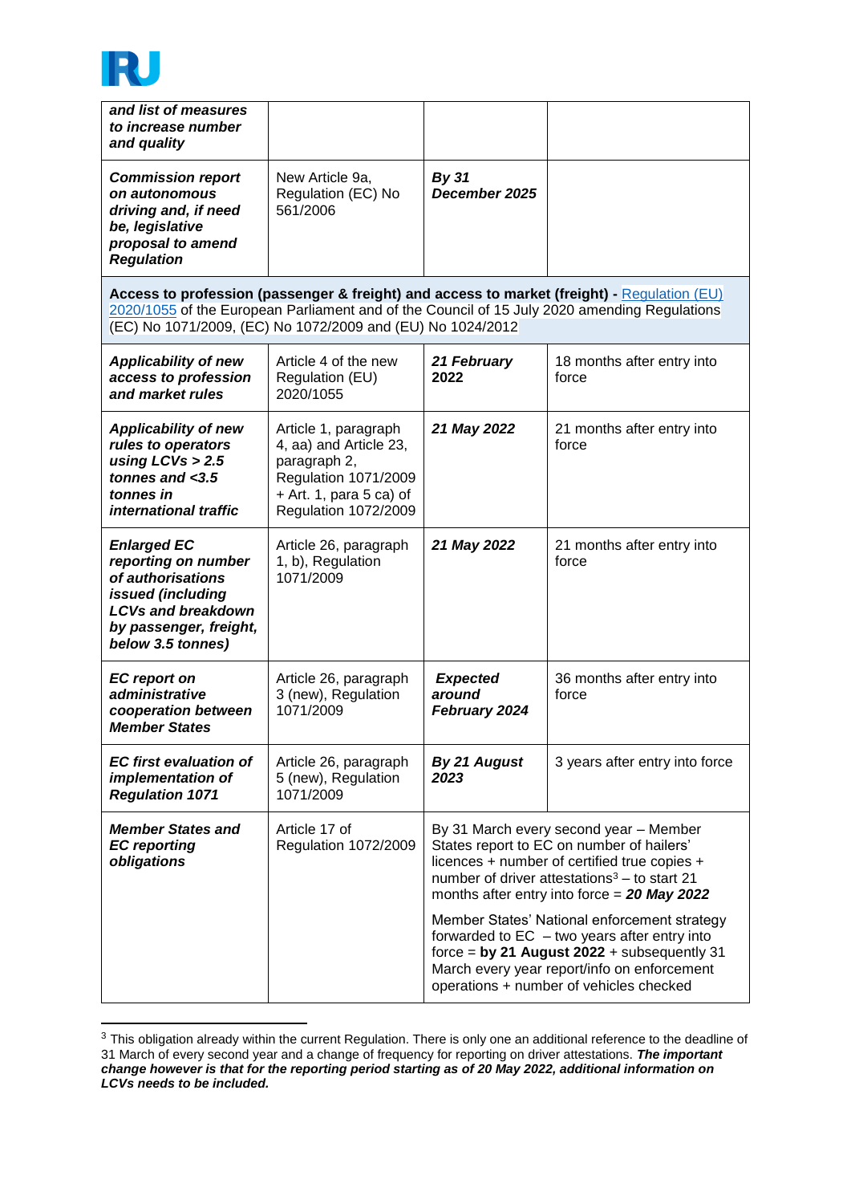| | | | |
|---|---|---|---|
| ***and list of measures to increase number and quality*** | | | |
| ***Commission report on autonomous driving and, if need be, legislative proposal to amend Regulation*** | New Article 9a, Regulation (EC) No 561/2006 | ***By 31 December 2025*** | |
| **Access to profession (passenger & freight) and access to market (freight) -** [Regulation (EU) 2020/1055]() of the European Parliament and of the Council of 15 July 2020 amending Regulations (EC) No 1071/2009, (EC) No 1072/2009 and (EU) No 1024/2012 | | | |
| ***Applicability of new access to profession and market rules*** | Article 4 of the new Regulation (EU) 2020/1055 | ***21 February 2022*** | 18 months after entry into force |
| ***Applicability of new rules to operators using LCVs > 2.5 tonnes and <3.5 tonnes in international traffic*** | Article 1, paragraph 4, aa) and Article 23, paragraph 2, Regulation 1071/2009 + Art. 1, para 5 ca) of Regulation 1072/2009 | ***21 May 2022*** | 21 months after entry into force |
| ***Enlarged EC reporting on number of authorisations issued (including LCVs and breakdown by passenger, freight, below 3.5 tonnes)*** | Article 26, paragraph 1, b), Regulation 1071/2009 | ***21 May 2022*** | 21 months after entry into force |
| ***EC report on administrative cooperation between Member States*** | Article 26, paragraph 3 (new), Regulation 1071/2009 | ***Expected around February 2024*** | 36 months after entry into force |
| ***EC first evaluation of implementation of Regulation 1071*** | Article 26, paragraph 5 (new), Regulation 1071/2009 | ***By 21 August 2023*** | 3 years after entry into force |
| ***Member States and EC reporting obligations*** | Article 17 of Regulation 1072/2009 | By 31 March every second year – Member States report to EC on number of hailers' licences + number of certified true copies + number of driver attestations[3] – to start 21 months after entry into force = ***20 May 2022***<br><br>Member States' National enforcement strategy forwarded to EC – two years after entry into force = **by 21 August 2022** + subsequently 31 March every year report/info on enforcement operations + number of vehicles checked | |

[3] This obligation already within the current Regulation. There is only one an additional reference to the deadline of 31 March of every second year and a change of frequency for reporting on driver attestations. ***The important change however is that for the reporting period starting as of 20 May 2022, additional information on LCVs needs to be included.***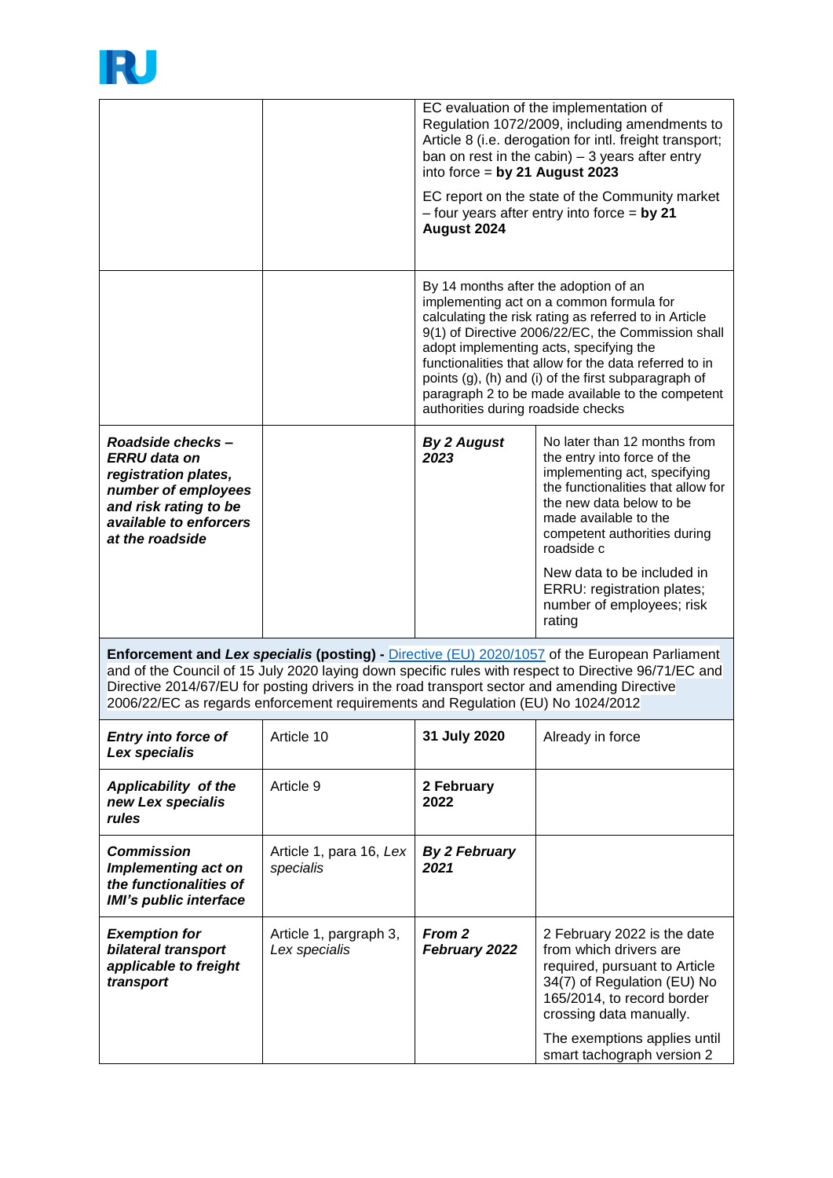| | | | |
|---|---|---|---|
| | | EC evaluation of the implementation of Regulation 1072/2009, including amendments to Article 8 (i.e. derogation for intl. freight transport; ban on rest in the cabin) – 3 years after entry into force = **by 21 August 2023**<br><br>EC report on the state of the Community market – four years after entry into force = **by 21 August 2024** | |
| | | By 14 months after the adoption of an implementing act on a common formula for calculating the risk rating as referred to in Article 9(1) of Directive 2006/22/EC, the Commission shall adopt implementing acts, specifying the functionalities that allow for the data referred to in points (g), (h) and (i) of the first subparagraph of paragraph 2 to be made available to the competent authorities during roadside checks | |
| ***Roadside checks – ERRU data on registration plates, number of employees and risk rating to be available to enforcers at the roadside*** | | ***By 2 August 2023*** | No later than 12 months from the entry into force of the implementing act, specifying the functionalities that allow for the new data below to be made available to the competent authorities during roadside c<br><br>New data to be included in ERRU: registration plates; number of employees; risk rating |
| **Enforcement and *Lex specialis* (posting) -** [Directive (EU) 2020/1057](#) of the European Parliament and of the Council of 15 July 2020 laying down specific rules with respect to Directive 96/71/EC and Directive 2014/67/EU for posting drivers in the road transport sector and amending Directive 2006/22/EC as regards enforcement requirements and Regulation (EU) No 1024/2012 | | | |
| ***Entry into force of Lex specialis*** | Article 10 | **31 July 2020** | Already in force |
| ***Applicability of the new Lex specialis rules*** | Article 9 | **2 February 2022** | |
| ***Commission Implementing act on the functionalities of IMI's public interface*** | Article 1, para 16, *Lex specialis* | ***By 2 February 2021*** | |
| ***Exemption for bilateral transport applicable to freight transport*** | Article 1, pargraph 3, *Lex specialis* | ***From 2 February 2022*** | 2 February 2022 is the date from which drivers are required, pursuant to Article 34(7) of Regulation (EU) No 165/2014, to record border crossing data manually.<br><br>The exemptions applies until smart tachograph version 2 |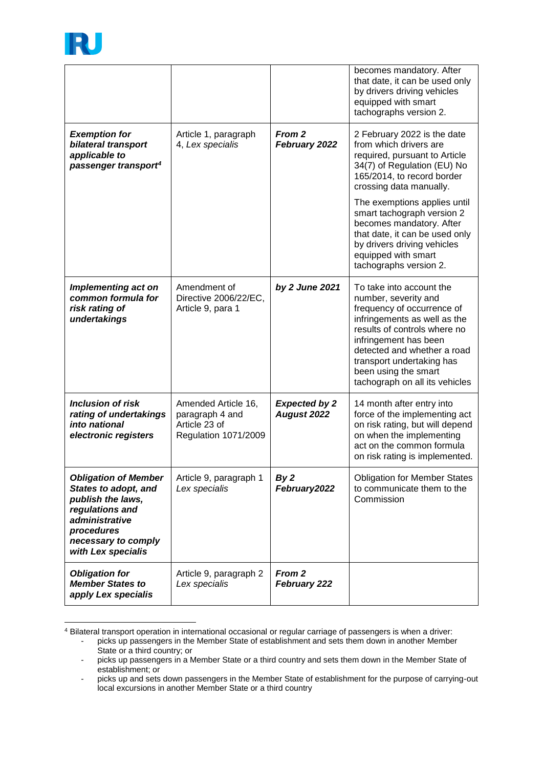| | | | |
|---|---|---|---|
| | | | becomes mandatory. After that date, it can be used only by drivers driving vehicles equipped with smart tachographs version 2. |
| ***Exemption for bilateral transport applicable to passenger transport***[4] | Article 1, paragraph 4, *Lex specialis* | ***From 2 February 2022*** | 2 February 2022 is the date from which drivers are required, pursuant to Article 34(7) of Regulation (EU) No 165/2014, to record border crossing data manually.<br><br>The exemptions applies until smart tachograph version 2 becomes mandatory. After that date, it can be used only by drivers driving vehicles equipped with smart tachographs version 2. |
| ***Implementing act on common formula for risk rating of undertakings*** | Amendment of Directive 2006/22/EC, Article 9, para 1 | ***by 2 June 2021*** | To take into account the number, severity and frequency of occurrence of infringements as well as the results of controls where no infringement has been detected and whether a road transport undertaking has been using the smart tachograph on all its vehicles |
| ***Inclusion of risk rating of undertakings into national electronic registers*** | Amended Article 16, paragraph 4 and Article 23 of Regulation 1071/2009 | ***Expected by 2 August 2022*** | 14 month after entry into force of the implementing act on risk rating, but will depend on when the implementing act on the common formula on risk rating is implemented. |
| ***Obligation of Member States to adopt, and publish the laws, regulations and administrative procedures necessary to comply with Lex specialis*** | Article 9, paragraph 1 *Lex specialis* | ***By 2 February2022*** | Obligation for Member States to communicate them to the Commission |
| ***Obligation for Member States to apply Lex specialis*** | Article 9, paragraph 2 *Lex specialis* | ***From 2 February 222*** | |

[4] Bilateral transport operation in international occasional or regular carriage of passengers is when a driver:

- picks up passengers in the Member State of establishment and sets them down in another Member State or a third country; or
- picks up passengers in a Member State or a third country and sets them down in the Member State of establishment; or
- picks up and sets down passengers in the Member State of establishment for the purpose of carrying-out local excursions in another Member State or a third country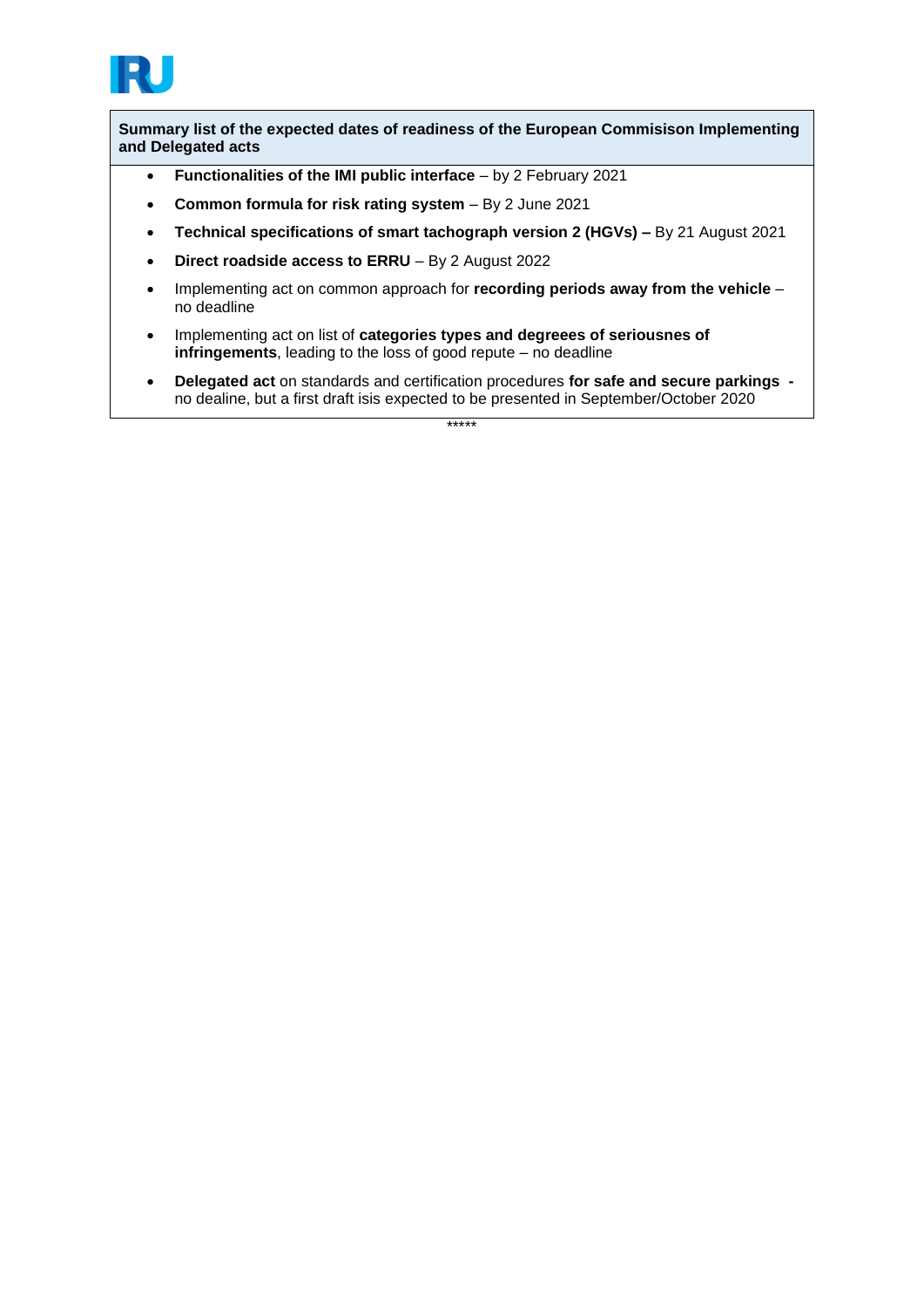**Summary list of the expected dates of readiness of the European Commisison Implementing and Delegated acts**

- **Functionalities of the IMI public interface** – by 2 February 2021
- **Common formula for risk rating system** – By 2 June 2021
- **Technical specifications of smart tachograph version 2 (HGVs) –** By 21 August 2021
- **Direct roadside access to ERRU** – By 2 August 2022
- Implementing act on common approach for **recording periods away from the vehicle** – no deadline
- Implementing act on list of **categories types and degreees of seriousnes of infringements**, leading to the loss of good repute – no deadline
- **Delegated act** on standards and certification procedures **for safe and secure parkings -** no dealine, but a first draft isis expected to be presented in September/October 2020

*****